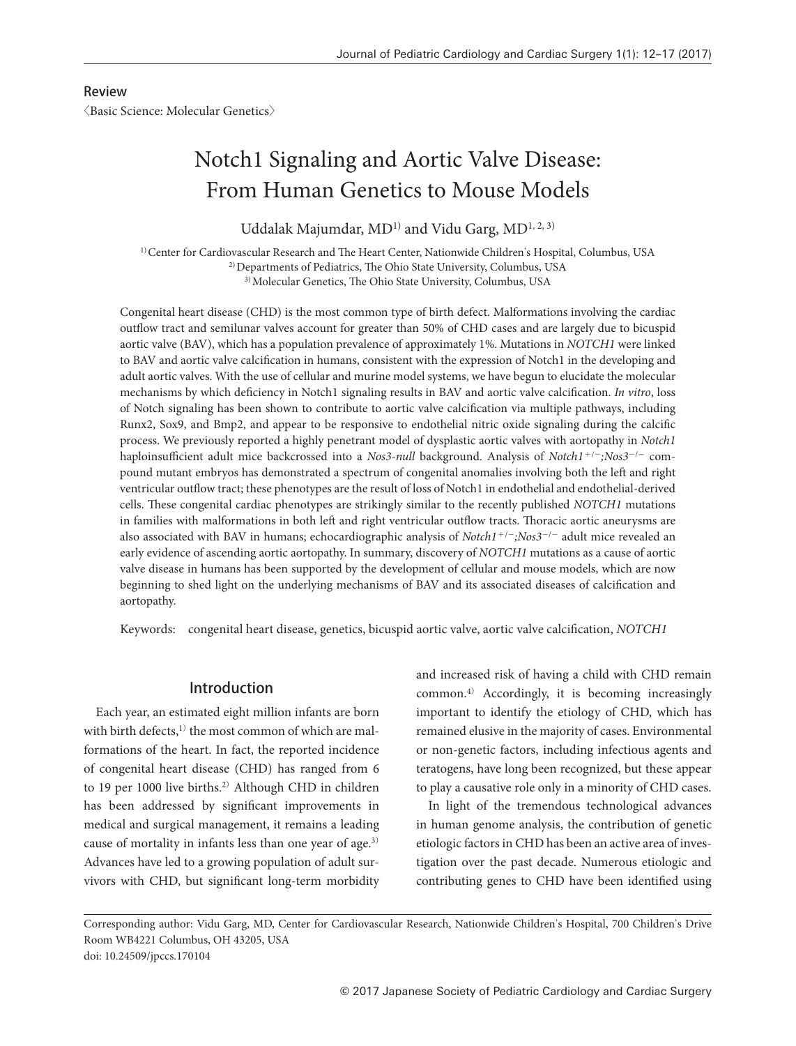Review

〈Basic Science: Molecular Genetics〉

# Notch1 Signaling and Aortic Valve Disease: From Human Genetics to Mouse Models

Uddalak Majumdar, MD[1] and Vidu Garg, MD[1, 2, 3]

[1] Center for Cardiovascular Research and The Heart Center, Nationwide Children's Hospital, Columbus, USA
[2] Departments of Pediatrics, The Ohio State University, Columbus, USA
[3] Molecular Genetics, The Ohio State University, Columbus, USA

Congenital heart disease (CHD) is the most common type of birth defect. Malformations involving the cardiac outflow tract and semilunar valves account for greater than 50% of CHD cases and are largely due to bicuspid aortic valve (BAV), which has a population prevalence of approximately 1%. Mutations in *NOTCH1* were linked to BAV and aortic valve calcification in humans, consistent with the expression of Notch1 in the developing and adult aortic valves. With the use of cellular and murine model systems, we have begun to elucidate the molecular mechanisms by which deficiency in Notch1 signaling results in BAV and aortic valve calcification. *In vitro*, loss of Notch signaling has been shown to contribute to aortic valve calcification via multiple pathways, including Runx2, Sox9, and Bmp2, and appear to be responsive to endothelial nitric oxide signaling during the calcific process. We previously reported a highly penetrant model of dysplastic aortic valves with aortopathy in *Notch1* haploinsufficient adult mice backcrossed into a *Nos3-null* background. Analysis of *Notch1*$^{+/-}$*;Nos3*$^{-/-}$ compound mutant embryos has demonstrated a spectrum of congenital anomalies involving both the left and right ventricular outflow tract; these phenotypes are the result of loss of Notch1 in endothelial and endothelial-derived cells. These congenital cardiac phenotypes are strikingly similar to the recently published *NOTCH1* mutations in families with malformations in both left and right ventricular outflow tracts. Thoracic aortic aneurysms are also associated with BAV in humans; echocardiographic analysis of *Notch1*$^{+/-}$*;Nos3*$^{-/-}$ adult mice revealed an early evidence of ascending aortic aortopathy. In summary, discovery of *NOTCH1* mutations as a cause of aortic valve disease in humans has been supported by the development of cellular and mouse models, which are now beginning to shed light on the underlying mechanisms of BAV and its associated diseases of calcification and aortopathy.

Keywords: congenital heart disease, genetics, bicuspid aortic valve, aortic valve calcification, *NOTCH1*

## Introduction

Each year, an estimated eight million infants are born with birth defects,[1] the most common of which are malformations of the heart. In fact, the reported incidence of congenital heart disease (CHD) has ranged from 6 to 19 per 1000 live births.[2] Although CHD in children has been addressed by significant improvements in medical and surgical management, it remains a leading cause of mortality in infants less than one year of age.[3] Advances have led to a growing population of adult survivors with CHD, but significant long-term morbidity and increased risk of having a child with CHD remain common.[4] Accordingly, it is becoming increasingly important to identify the etiology of CHD, which has remained elusive in the majority of cases. Environmental or non-genetic factors, including infectious agents and teratogens, have long been recognized, but these appear to play a causative role only in a minority of CHD cases.

In light of the tremendous technological advances in human genome analysis, the contribution of genetic etiologic factors in CHD has been an active area of investigation over the past decade. Numerous etiologic and contributing genes to CHD have been identified using

Corresponding author: Vidu Garg, MD, Center for Cardiovascular Research, Nationwide Children's Hospital, 700 Children's Drive Room WB4221 Columbus, OH 43205, USA
doi: 10.24509/jpccs.170104

© 2017 Japanese Society of Pediatric Cardiology and Cardiac Surgery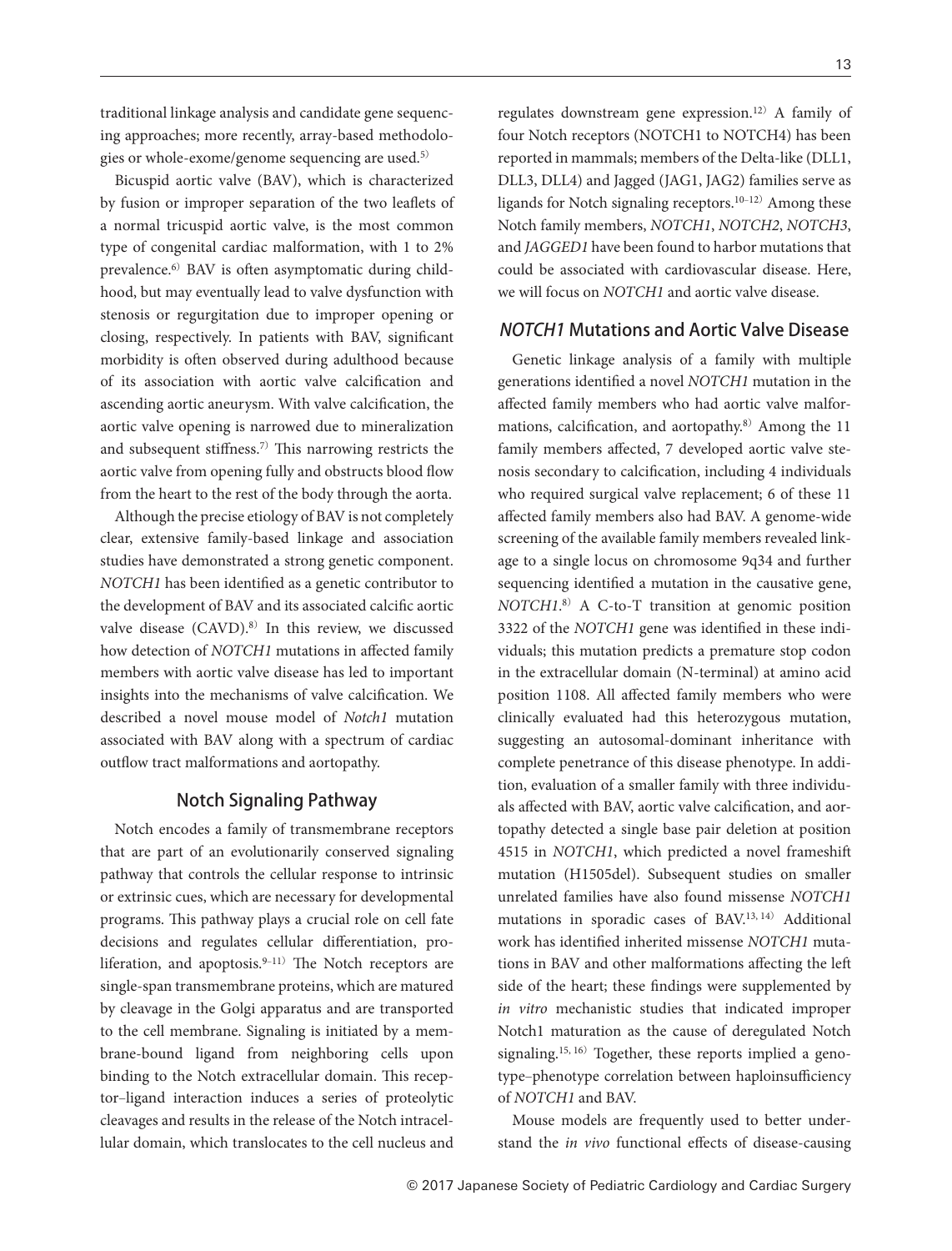traditional linkage analysis and candidate gene sequencing approaches; more recently, array-based methodologies or whole-exome/genome sequencing are used.[5]

Bicuspid aortic valve (BAV), which is characterized by fusion or improper separation of the two leaflets of a normal tricuspid aortic valve, is the most common type of congenital cardiac malformation, with 1 to 2% prevalence.[6] BAV is often asymptomatic during childhood, but may eventually lead to valve dysfunction with stenosis or regurgitation due to improper opening or closing, respectively. In patients with BAV, significant morbidity is often observed during adulthood because of its association with aortic valve calcification and ascending aortic aneurysm. With valve calcification, the aortic valve opening is narrowed due to mineralization and subsequent stiffness.[7] This narrowing restricts the aortic valve from opening fully and obstructs blood flow from the heart to the rest of the body through the aorta.

Although the precise etiology of BAV is not completely clear, extensive family-based linkage and association studies have demonstrated a strong genetic component. *NOTCH1* has been identified as a genetic contributor to the development of BAV and its associated calcific aortic valve disease (CAVD).[8] In this review, we discussed how detection of *NOTCH1* mutations in affected family members with aortic valve disease has led to important insights into the mechanisms of valve calcification. We described a novel mouse model of *Notch1* mutation associated with BAV along with a spectrum of cardiac outflow tract malformations and aortopathy.

## Notch Signaling Pathway

Notch encodes a family of transmembrane receptors that are part of an evolutionarily conserved signaling pathway that controls the cellular response to intrinsic or extrinsic cues, which are necessary for developmental programs. This pathway plays a crucial role on cell fate decisions and regulates cellular differentiation, proliferation, and apoptosis.[9–11] The Notch receptors are single-span transmembrane proteins, which are matured by cleavage in the Golgi apparatus and are transported to the cell membrane. Signaling is initiated by a membrane-bound ligand from neighboring cells upon binding to the Notch extracellular domain. This receptor–ligand interaction induces a series of proteolytic cleavages and results in the release of the Notch intracellular domain, which translocates to the cell nucleus and regulates downstream gene expression.[12] A family of four Notch receptors (NOTCH1 to NOTCH4) has been reported in mammals; members of the Delta-like (DLL1, DLL3, DLL4) and Jagged (JAG1, JAG2) families serve as ligands for Notch signaling receptors.[10–12] Among these Notch family members, *NOTCH1*, *NOTCH2*, *NOTCH3*, and *JAGGED1* have been found to harbor mutations that could be associated with cardiovascular disease. Here, we will focus on *NOTCH1* and aortic valve disease.

## *NOTCH1* Mutations and Aortic Valve Disease

Genetic linkage analysis of a family with multiple generations identified a novel *NOTCH1* mutation in the affected family members who had aortic valve malformations, calcification, and aortopathy.[8] Among the 11 family members affected, 7 developed aortic valve stenosis secondary to calcification, including 4 individuals who required surgical valve replacement; 6 of these 11 affected family members also had BAV. A genome-wide screening of the available family members revealed linkage to a single locus on chromosome 9q34 and further sequencing identified a mutation in the causative gene, *NOTCH1*.[8] A C-to-T transition at genomic position 3322 of the *NOTCH1* gene was identified in these individuals; this mutation predicts a premature stop codon in the extracellular domain (N-terminal) at amino acid position 1108. All affected family members who were clinically evaluated had this heterozygous mutation, suggesting an autosomal-dominant inheritance with complete penetrance of this disease phenotype. In addition, evaluation of a smaller family with three individuals affected with BAV, aortic valve calcification, and aortopathy detected a single base pair deletion at position 4515 in *NOTCH1*, which predicted a novel frameshift mutation (H1505del). Subsequent studies on smaller unrelated families have also found missense *NOTCH1* mutations in sporadic cases of BAV.[13, 14] Additional work has identified inherited missense *NOTCH1* mutations in BAV and other malformations affecting the left side of the heart; these findings were supplemented by *in vitro* mechanistic studies that indicated improper Notch1 maturation as the cause of deregulated Notch signaling.[15, 16] Together, these reports implied a genotype–phenotype correlation between haploinsufficiency of *NOTCH1* and BAV.

Mouse models are frequently used to better understand the *in vivo* functional effects of disease-causing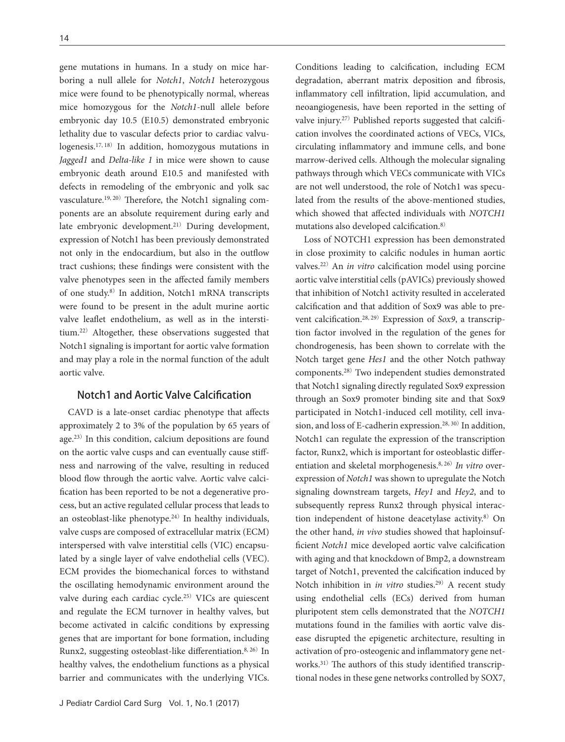gene mutations in humans. In a study on mice harboring a null allele for *Notch1*, *Notch1* heterozygous mice were found to be phenotypically normal, whereas mice homozygous for the *Notch1*-null allele before embryonic day 10.5 (E10.5) demonstrated embryonic lethality due to vascular defects prior to cardiac valvulogenesis.[17,18] In addition, homozygous mutations in *Jagged1* and *Delta-like 1* in mice were shown to cause embryonic death around E10.5 and manifested with defects in remodeling of the embryonic and yolk sac vasculature.[19,20] Therefore, the Notch1 signaling components are an absolute requirement during early and late embryonic development.[21] During development, expression of Notch1 has been previously demonstrated not only in the endocardium, but also in the outflow tract cushions; these findings were consistent with the valve phenotypes seen in the affected family members of one study.[8] In addition, Notch1 mRNA transcripts were found to be present in the adult murine aortic valve leaflet endothelium, as well as in the interstitium.[22] Altogether, these observations suggested that Notch1 signaling is important for aortic valve formation and may play a role in the normal function of the adult aortic valve.

## Notch1 and Aortic Valve Calcification

CAVD is a late-onset cardiac phenotype that affects approximately 2 to 3% of the population by 65 years of age.[23] In this condition, calcium depositions are found on the aortic valve cusps and can eventually cause stiffness and narrowing of the valve, resulting in reduced blood flow through the aortic valve. Aortic valve calcification has been reported to be not a degenerative process, but an active regulated cellular process that leads to an osteoblast-like phenotype.[24] In healthy individuals, valve cusps are composed of extracellular matrix (ECM) interspersed with valve interstitial cells (VIC) encapsulated by a single layer of valve endothelial cells (VEC). ECM provides the biomechanical forces to withstand the oscillating hemodynamic environment around the valve during each cardiac cycle.[25] VICs are quiescent and regulate the ECM turnover in healthy valves, but become activated in calcific conditions by expressing genes that are important for bone formation, including Runx2, suggesting osteoblast-like differentiation.[8,26] In healthy valves, the endothelium functions as a physical barrier and communicates with the underlying VICs. Conditions leading to calcification, including ECM degradation, aberrant matrix deposition and fibrosis, inflammatory cell infiltration, lipid accumulation, and neoangiogenesis, have been reported in the setting of valve injury.[27] Published reports suggested that calcification involves the coordinated actions of VECs, VICs, circulating inflammatory and immune cells, and bone marrow-derived cells. Although the molecular signaling pathways through which VECs communicate with VICs are not well understood, the role of Notch1 was speculated from the results of the above-mentioned studies, which showed that affected individuals with *NOTCH1* mutations also developed calcification.[8]

Loss of NOTCH1 expression has been demonstrated in close proximity to calcific nodules in human aortic valves.[22] An *in vitro* calcification model using porcine aortic valve interstitial cells (pAVICs) previously showed that inhibition of Notch1 activity resulted in accelerated calcification and that addition of Sox9 was able to prevent calcification.[28,29] Expression of *Sox9*, a transcription factor involved in the regulation of the genes for chondrogenesis, has been shown to correlate with the Notch target gene *Hes1* and the other Notch pathway components.[28] Two independent studies demonstrated that Notch1 signaling directly regulated Sox9 expression through an Sox9 promoter binding site and that Sox9 participated in Notch1-induced cell motility, cell invasion, and loss of E-cadherin expression.[28,30] In addition, Notch1 can regulate the expression of the transcription factor, Runx2, which is important for osteoblastic differentiation and skeletal morphogenesis.[8,26] *In vitro* overexpression of *Notch1* was shown to upregulate the Notch signaling downstream targets, *Hey1* and *Hey2*, and to subsequently repress Runx2 through physical interaction independent of histone deacetylase activity.[8] On the other hand, *in vivo* studies showed that haploinsufficient *Notch1* mice developed aortic valve calcification with aging and that knockdown of Bmp2, a downstream target of Notch1, prevented the calcification induced by Notch inhibition in *in vitro* studies.[29] A recent study using endothelial cells (ECs) derived from human pluripotent stem cells demonstrated that the *NOTCH1* mutations found in the families with aortic valve disease disrupted the epigenetic architecture, resulting in activation of pro-osteogenic and inflammatory gene networks.[31] The authors of this study identified transcriptional nodes in these gene networks controlled by SOX7,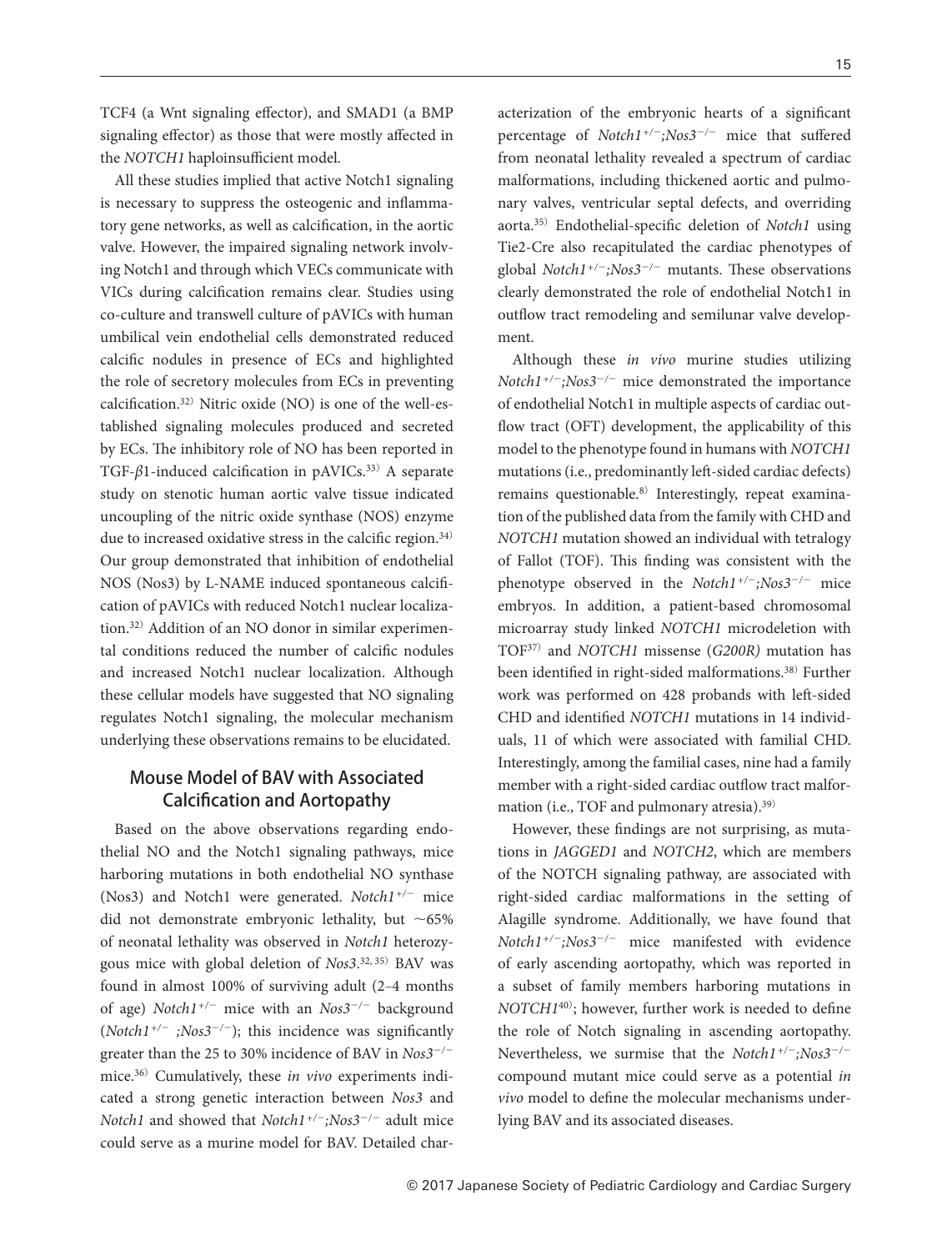TCF4 (a Wnt signaling effector), and SMAD1 (a BMP signaling effector) as those that were mostly affected in the *NOTCH1* haploinsufficient model.

All these studies implied that active Notch1 signaling is necessary to suppress the osteogenic and inflammatory gene networks, as well as calcification, in the aortic valve. However, the impaired signaling network involving Notch1 and through which VECs communicate with VICs during calcification remains clear. Studies using co-culture and transwell culture of pAVICs with human umbilical vein endothelial cells demonstrated reduced calcific nodules in presence of ECs and highlighted the role of secretory molecules from ECs in preventing calcification.[32] Nitric oxide (NO) is one of the well-established signaling molecules produced and secreted by ECs. The inhibitory role of NO has been reported in TGF-$\beta$1-induced calcification in pAVICs.[33] A separate study on stenotic human aortic valve tissue indicated uncoupling of the nitric oxide synthase (NOS) enzyme due to increased oxidative stress in the calcific region.[34] Our group demonstrated that inhibition of endothelial NOS (Nos3) by L-NAME induced spontaneous calcification of pAVICs with reduced Notch1 nuclear localization.[32] Addition of an NO donor in similar experimental conditions reduced the number of calcific nodules and increased Notch1 nuclear localization. Although these cellular models have suggested that NO signaling regulates Notch1 signaling, the molecular mechanism underlying these observations remains to be elucidated.

## Mouse Model of BAV with Associated Calcification and Aortopathy

Based on the above observations regarding endothelial NO and the Notch1 signaling pathways, mice harboring mutations in both endothelial NO synthase (Nos3) and Notch1 were generated. *Notch1*$^{+/-}$ mice did not demonstrate embryonic lethality, but $\sim$65% of neonatal lethality was observed in *Notch1* heterozygous mice with global deletion of *Nos3*.[32, 35] BAV was found in almost 100% of surviving adult (2–4 months of age) *Notch1*$^{+/-}$ mice with an *Nos3*$^{-/-}$ background (*Notch1*$^{+/-}$ *;Nos3*$^{-/-}$); this incidence was significantly greater than the 25 to 30% incidence of BAV in *Nos3*$^{-/-}$ mice.[36] Cumulatively, these *in vivo* experiments indicated a strong genetic interaction between *Nos3* and *Notch1* and showed that *Notch1*$^{+/-}$*;Nos3*$^{-/-}$ adult mice could serve as a murine model for BAV. Detailed characterization of the embryonic hearts of a significant percentage of *Notch1*$^{+/-}$*;Nos3*$^{-/-}$ mice that suffered from neonatal lethality revealed a spectrum of cardiac malformations, including thickened aortic and pulmonary valves, ventricular septal defects, and overriding aorta.[35] Endothelial-specific deletion of *Notch1* using Tie2-Cre also recapitulated the cardiac phenotypes of global *Notch1*$^{+/-}$*;Nos3*$^{-/-}$ mutants. These observations clearly demonstrated the role of endothelial Notch1 in outflow tract remodeling and semilunar valve development.

Although these *in vivo* murine studies utilizing *Notch1*$^{+/-}$*;Nos3*$^{-/-}$ mice demonstrated the importance of endothelial Notch1 in multiple aspects of cardiac outflow tract (OFT) development, the applicability of this model to the phenotype found in humans with *NOTCH1* mutations (i.e., predominantly left-sided cardiac defects) remains questionable.[8] Interestingly, repeat examination of the published data from the family with CHD and *NOTCH1* mutation showed an individual with tetralogy of Fallot (TOF). This finding was consistent with the phenotype observed in the *Notch1*$^{+/-}$*;Nos3*$^{-/-}$ mice embryos. In addition, a patient-based chromosomal microarray study linked *NOTCH1* microdeletion with TOF[37] and *NOTCH1* missense (*G200R)* mutation has been identified in right-sided malformations.[38] Further work was performed on 428 probands with left-sided CHD and identified *NOTCH1* mutations in 14 individuals, 11 of which were associated with familial CHD. Interestingly, among the familial cases, nine had a family member with a right-sided cardiac outflow tract malformation (i.e., TOF and pulmonary atresia).[39]

However, these findings are not surprising, as mutations in *JAGGED1* and *NOTCH2*, which are members of the NOTCH signaling pathway, are associated with right-sided cardiac malformations in the setting of Alagille syndrome. Additionally, we have found that *Notch1*$^{+/-}$*;Nos3*$^{-/-}$ mice manifested with evidence of early ascending aortopathy, which was reported in a subset of family members harboring mutations in *NOTCH1*[40]; however, further work is needed to define the role of Notch signaling in ascending aortopathy. Nevertheless, we surmise that the *Notch1*$^{+/-}$*;Nos3*$^{-/-}$ compound mutant mice could serve as a potential *in vivo* model to define the molecular mechanisms underlying BAV and its associated diseases.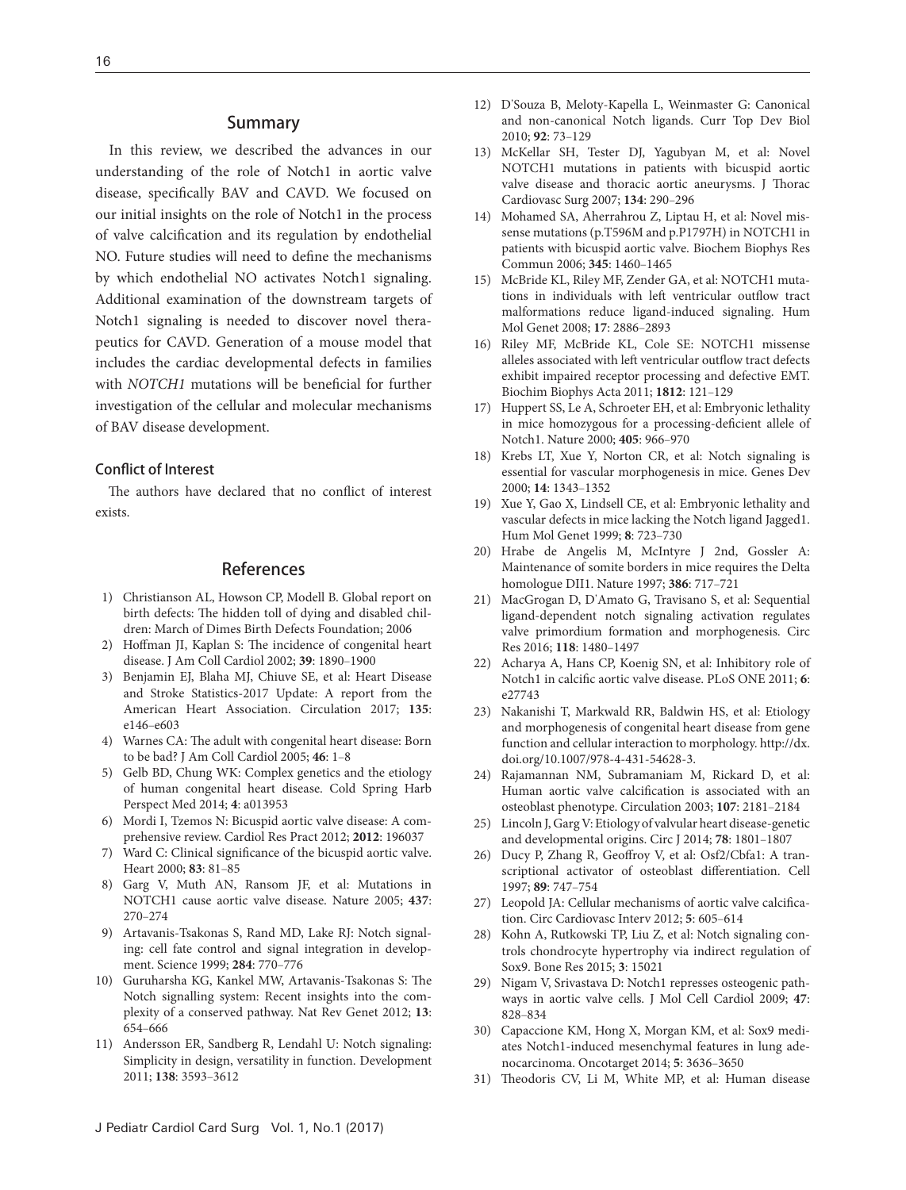## Summary

In this review, we described the advances in our understanding of the role of Notch1 in aortic valve disease, specifically BAV and CAVD. We focused on our initial insights on the role of Notch1 in the process of valve calcification and its regulation by endothelial NO. Future studies will need to define the mechanisms by which endothelial NO activates Notch1 signaling. Additional examination of the downstream targets of Notch1 signaling is needed to discover novel therapeutics for CAVD. Generation of a mouse model that includes the cardiac developmental defects in families with *NOTCH1* mutations will be beneficial for further investigation of the cellular and molecular mechanisms of BAV disease development.

### Conflict of Interest

The authors have declared that no conflict of interest exists.

## References

1) Christianson AL, Howson CP, Modell B. Global report on birth defects: The hidden toll of dying and disabled children: March of Dimes Birth Defects Foundation; 2006
2) Hoffman JI, Kaplan S: The incidence of congenital heart disease. J Am Coll Cardiol 2002; **39**: 1890–1900
3) Benjamin EJ, Blaha MJ, Chiuve SE, et al: Heart Disease and Stroke Statistics-2017 Update: A report from the American Heart Association. Circulation 2017; **135**: e146–e603
4) Warnes CA: The adult with congenital heart disease: Born to be bad? J Am Coll Cardiol 2005; **46**: 1–8
5) Gelb BD, Chung WK: Complex genetics and the etiology of human congenital heart disease. Cold Spring Harb Perspect Med 2014; **4**: a013953
6) Mordi I, Tzemos N: Bicuspid aortic valve disease: A comprehensive review. Cardiol Res Pract 2012; **2012**: 196037
7) Ward C: Clinical significance of the bicuspid aortic valve. Heart 2000; **83**: 81–85
8) Garg V, Muth AN, Ransom JF, et al: Mutations in NOTCH1 cause aortic valve disease. Nature 2005; **437**: 270–274
9) Artavanis-Tsakonas S, Rand MD, Lake RJ: Notch signaling: cell fate control and signal integration in development. Science 1999; **284**: 770–776
10) Guruharsha KG, Kankel MW, Artavanis-Tsakonas S: The Notch signalling system: Recent insights into the complexity of a conserved pathway. Nat Rev Genet 2012; **13**: 654–666
11) Andersson ER, Sandberg R, Lendahl U: Notch signaling: Simplicity in design, versatility in function. Development 2011; **138**: 3593–3612
12) D'Souza B, Meloty-Kapella L, Weinmaster G: Canonical and non-canonical Notch ligands. Curr Top Dev Biol 2010; **92**: 73–129
13) McKellar SH, Tester DJ, Yagubyan M, et al: Novel NOTCH1 mutations in patients with bicuspid aortic valve disease and thoracic aortic aneurysms. J Thorac Cardiovasc Surg 2007; **134**: 290–296
14) Mohamed SA, Aherrahrou Z, Liptau H, et al: Novel missense mutations (p.T596M and p.P1797H) in NOTCH1 in patients with bicuspid aortic valve. Biochem Biophys Res Commun 2006; **345**: 1460–1465
15) McBride KL, Riley MF, Zender GA, et al: NOTCH1 mutations in individuals with left ventricular outflow tract malformations reduce ligand-induced signaling. Hum Mol Genet 2008; **17**: 2886–2893
16) Riley MF, McBride KL, Cole SE: NOTCH1 missense alleles associated with left ventricular outflow tract defects exhibit impaired receptor processing and defective EMT. Biochim Biophys Acta 2011; **1812**: 121–129
17) Huppert SS, Le A, Schroeter EH, et al: Embryonic lethality in mice homozygous for a processing-deficient allele of Notch1. Nature 2000; **405**: 966–970
18) Krebs LT, Xue Y, Norton CR, et al: Notch signaling is essential for vascular morphogenesis in mice. Genes Dev 2000; **14**: 1343–1352
19) Xue Y, Gao X, Lindsell CE, et al: Embryonic lethality and vascular defects in mice lacking the Notch ligand Jagged1. Hum Mol Genet 1999; **8**: 723–730
20) Hrabe de Angelis M, McIntyre J 2nd, Gossler A: Maintenance of somite borders in mice requires the Delta homologue DII1. Nature 1997; **386**: 717–721
21) MacGrogan D, D'Amato G, Travisano S, et al: Sequential ligand-dependent notch signaling activation regulates valve primordium formation and morphogenesis. Circ Res 2016; **118**: 1480–1497
22) Acharya A, Hans CP, Koenig SN, et al: Inhibitory role of Notch1 in calcific aortic valve disease. PLoS ONE 2011; **6**: e27743
23) Nakanishi T, Markwald RR, Baldwin HS, et al: Etiology and morphogenesis of congenital heart disease from gene function and cellular interaction to morphology. http://dx.doi.org/10.1007/978-4-431-54628-3.
24) Rajamannan NM, Subramaniam M, Rickard D, et al: Human aortic valve calcification is associated with an osteoblast phenotype. Circulation 2003; **107**: 2181–2184
25) Lincoln J, Garg V: Etiology of valvular heart disease-genetic and developmental origins. Circ J 2014; **78**: 1801–1807
26) Ducy P, Zhang R, Geoffroy V, et al: Osf2/Cbfa1: A transcriptional activator of osteoblast differentiation. Cell 1997; **89**: 747–754
27) Leopold JA: Cellular mechanisms of aortic valve calcification. Circ Cardiovasc Interv 2012; **5**: 605–614
28) Kohn A, Rutkowski TP, Liu Z, et al: Notch signaling controls chondrocyte hypertrophy via indirect regulation of Sox9. Bone Res 2015; **3**: 15021
29) Nigam V, Srivastava D: Notch1 represses osteogenic pathways in aortic valve cells. J Mol Cell Cardiol 2009; **47**: 828–834
30) Capaccione KM, Hong X, Morgan KM, et al: Sox9 mediates Notch1-induced mesenchymal features in lung adenocarcinoma. Oncotarget 2014; **5**: 3636–3650
31) Theodoris CV, Li M, White MP, et al: Human disease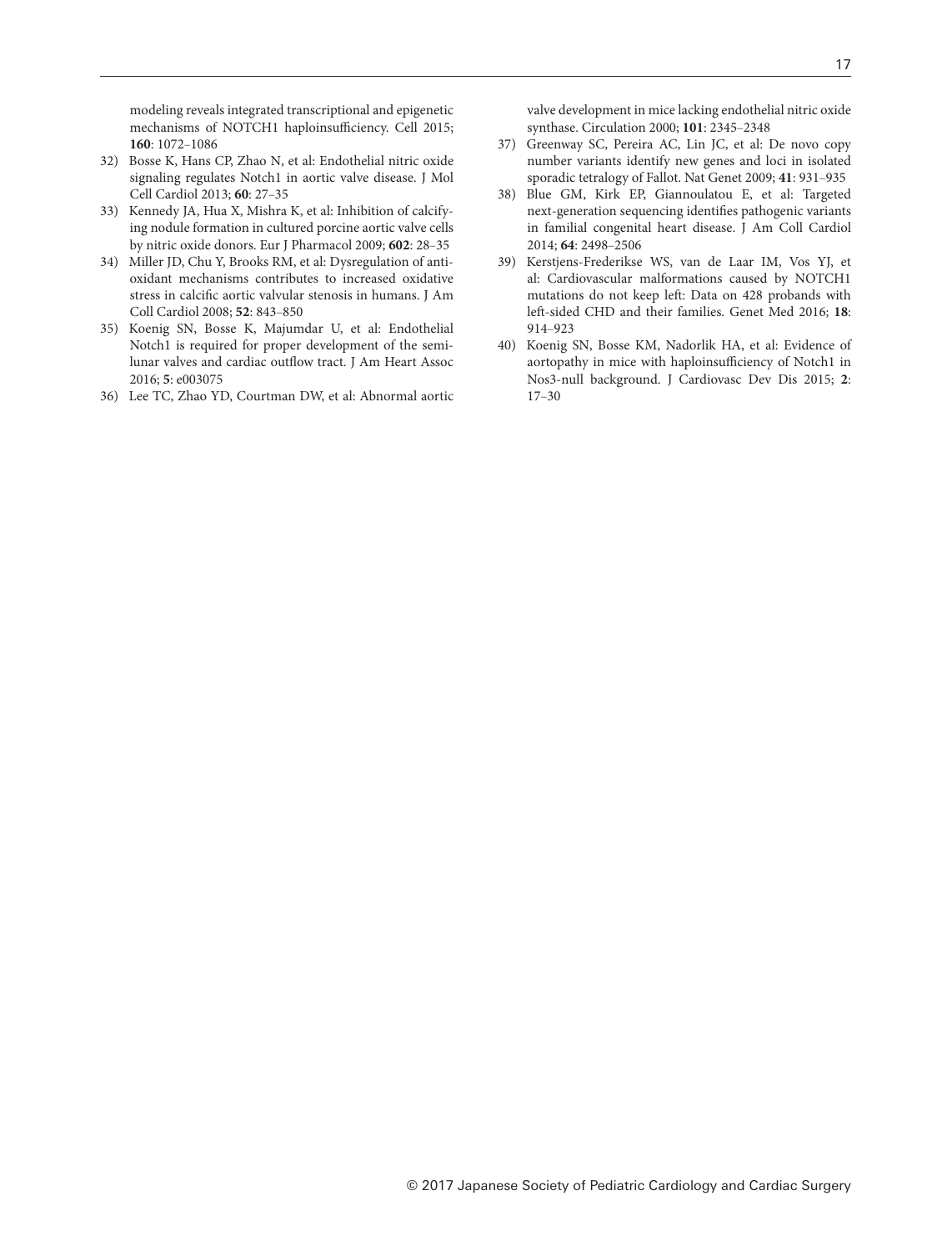modeling reveals integrated transcriptional and epigenetic mechanisms of NOTCH1 haploinsufficiency. Cell 2015; **160**: 1072–1086

32) Bosse K, Hans CP, Zhao N, et al: Endothelial nitric oxide signaling regulates Notch1 in aortic valve disease. J Mol Cell Cardiol 2013; **60**: 27–35
33) Kennedy JA, Hua X, Mishra K, et al: Inhibition of calcifying nodule formation in cultured porcine aortic valve cells by nitric oxide donors. Eur J Pharmacol 2009; **602**: 28–35
34) Miller JD, Chu Y, Brooks RM, et al: Dysregulation of antioxidant mechanisms contributes to increased oxidative stress in calcific aortic valvular stenosis in humans. J Am Coll Cardiol 2008; **52**: 843–850
35) Koenig SN, Bosse K, Majumdar U, et al: Endothelial Notch1 is required for proper development of the semilunar valves and cardiac outflow tract. J Am Heart Assoc 2016; **5**: e003075
36) Lee TC, Zhao YD, Courtman DW, et al: Abnormal aortic valve development in mice lacking endothelial nitric oxide synthase. Circulation 2000; **101**: 2345–2348
37) Greenway SC, Pereira AC, Lin JC, et al: De novo copy number variants identify new genes and loci in isolated sporadic tetralogy of Fallot. Nat Genet 2009; **41**: 931–935
38) Blue GM, Kirk EP, Giannoulatou E, et al: Targeted next-generation sequencing identifies pathogenic variants in familial congenital heart disease. J Am Coll Cardiol 2014; **64**: 2498–2506
39) Kerstjens-Frederikse WS, van de Laar IM, Vos YJ, et al: Cardiovascular malformations caused by NOTCH1 mutations do not keep left: Data on 428 probands with left-sided CHD and their families. Genet Med 2016; **18**: 914–923
40) Koenig SN, Bosse KM, Nadorlik HA, et al: Evidence of aortopathy in mice with haploinsufficiency of Notch1 in Nos3-null background. J Cardiovasc Dev Dis 2015; **2**: 17–30